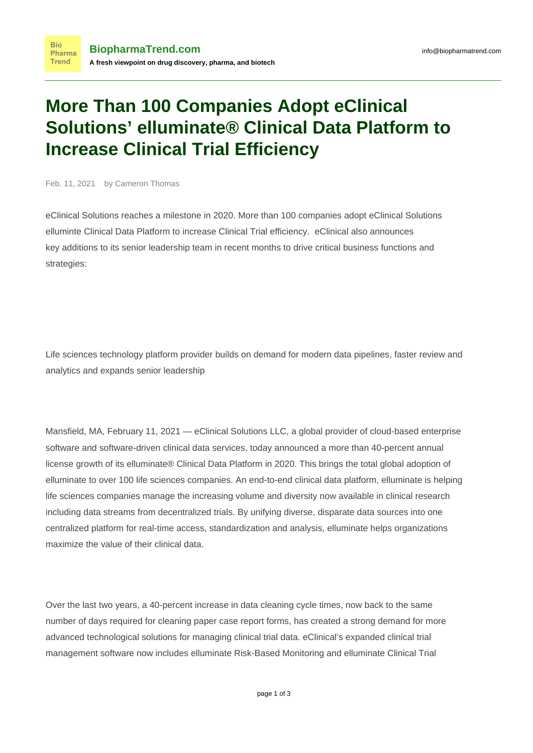# More Than 100 Companies Adopt eClinical Solutions' elluminate® Clinical Data Platform to Increase Clinical Trial Efficiency

Feb. 11, 2021 by Cameron Thomas

eClinical Solutions reaches a milestone in 2020. More than 100 companies adopt eClinical Solutions elluminte Clinical Data Platform to increase Clinical Trial efficiency. eClinical also announces key additions to its senior leadership team in recent months to drive critical business functions and strategies:

Life sciences technology platform provider builds on demand for modern data pipelines, faster review and analytics and expands senior leadership

Mansfield, MA, February 11, 2021 — eClinical Solutions LLC, a global provider of cloud-based enterprise software and software-driven clinical data services, today announced a more than 40-percent annual license growth of its elluminate® Clinical Data Platform in 2020. This brings the total global adoption of elluminate to over 100 life sciences companies. An end-to-end clinical data platform, elluminate is helping life sciences companies manage the increasing volume and diversity now available in clinical research including data streams from decentralized trials. By unifying diverse, disparate data sources into one centralized platform for real-time access, standardization and analysis, elluminate helps organizations maximize the value of their clinical data.

Over the last two years, a 40-percent increase in data cleaning cycle times, now back to the same number of days required for cleaning paper case report forms, has created a strong demand for more advanced technological solutions for managing clinical trial data. eClinical's expanded clinical trial management software now includes elluminate Risk-Based Monitoring and elluminate Clinical Trial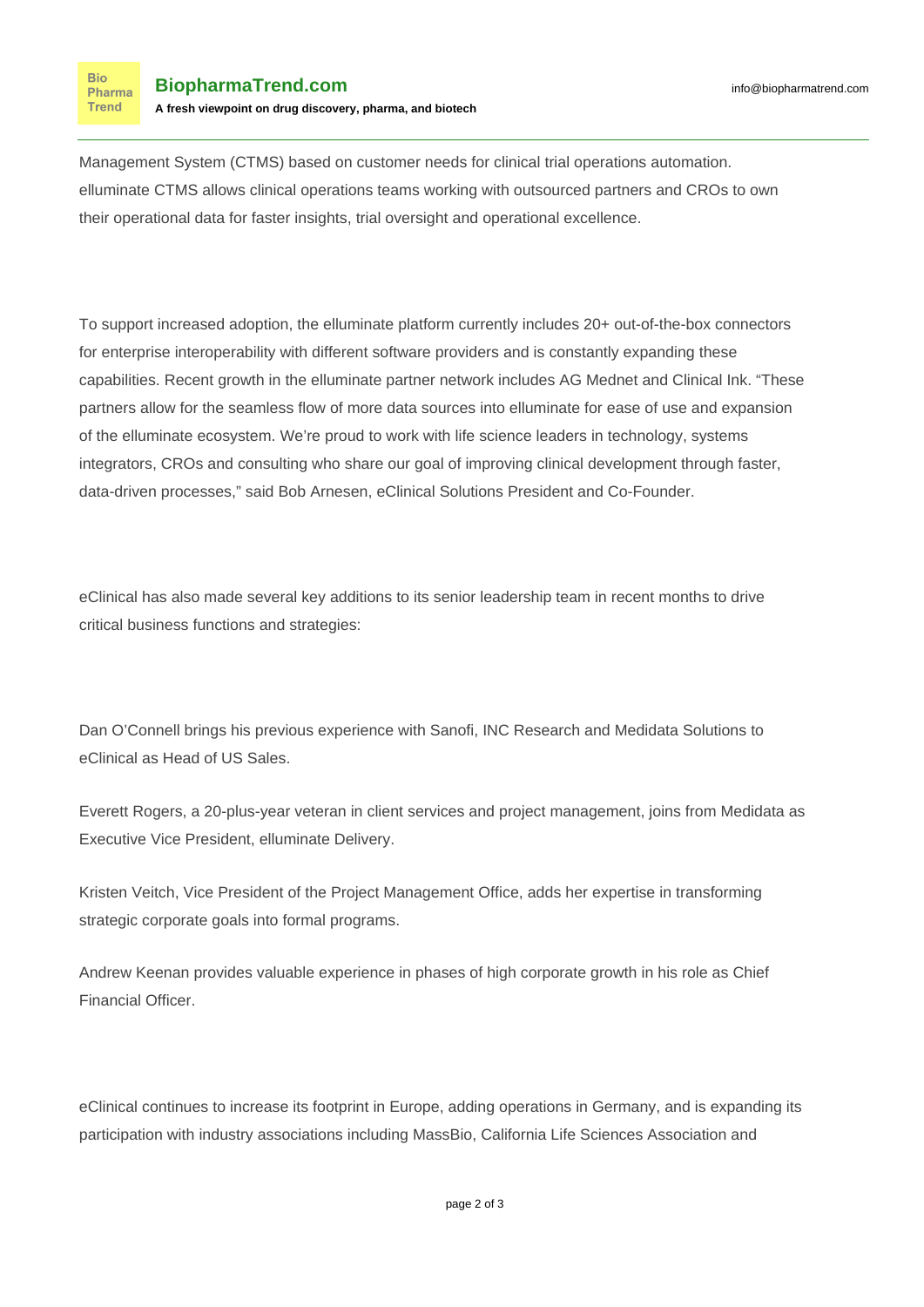Management System (CTMS) based on customer needs for clinical trial operations automation. elluminate CTMS allows clinical operations teams working with outsourced partners and CROs to own their operational data for faster insights, trial oversight and operational excellence.

To support increased adoption, the elluminate platform currently includes 20+ out-of-the-box connectors for enterprise interoperability with different software providers and is constantly expanding these capabilities. Recent growth in the elluminate partner network includes AG Mednet and Clinical Ink. "These partners allow for the seamless flow of more data sources into elluminate for ease of use and expansion of the elluminate ecosystem. We're proud to work with life science leaders in technology, systems integrators, CROs and consulting who share our goal of improving clinical development through faster, data-driven processes," said Bob Arnesen, eClinical Solutions President and Co-Founder.

eClinical has also made several key additions to its senior leadership team in recent months to drive critical business functions and strategies:

Dan O'Connell brings his previous experience with Sanofi, INC Research and Medidata Solutions to eClinical as Head of US Sales.

Everett Rogers, a 20-plus-year veteran in client services and project management, joins from Medidata as Executive Vice President, elluminate Delivery.

Kristen Veitch, Vice President of the Project Management Office, adds her expertise in transforming strategic corporate goals into formal programs.

Andrew Keenan provides valuable experience in phases of high corporate growth in his role as Chief Financial Officer.

eClinical continues to increase its footprint in Europe, adding operations in Germany, and is expanding its participation with industry associations including MassBio, California Life Sciences Association and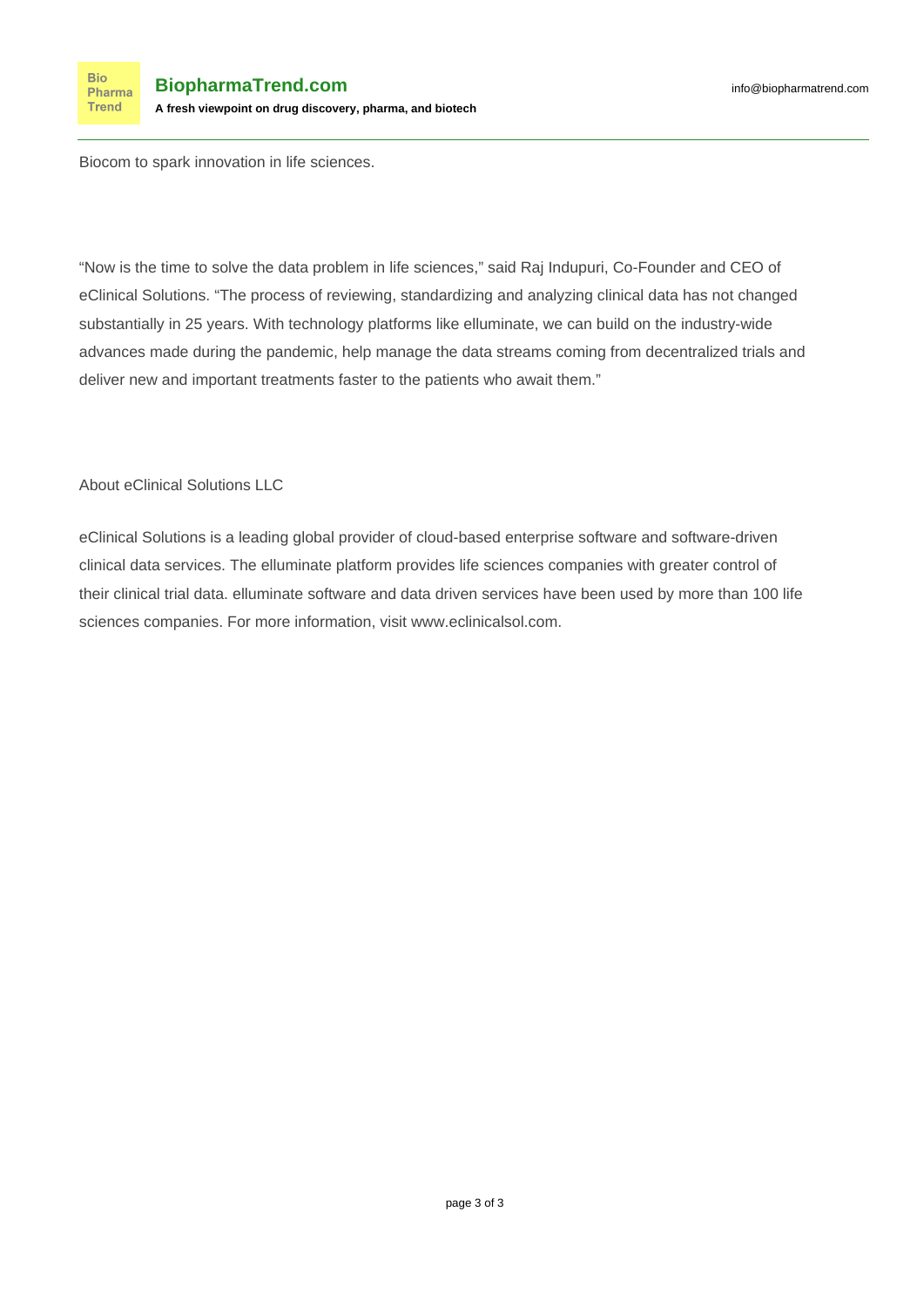Biocom to spark innovation in life sciences.

“Now is the time to solve the data problem in life sciences,” said Raj Indupuri, Co-Founder and CEO of eClinical Solutions. “The process of reviewing, standardizing and analyzing clinical data has not changed substantially in 25 years. With technology platforms like elluminate, we can build on the industry-wide advances made during the pandemic, help manage the data streams coming from decentralized trials and deliver new and important treatments faster to the patients who await them.”

About eClinical Solutions LLC

eClinical Solutions is a leading global provider of cloud-based enterprise software and software-driven clinical data services. The elluminate platform provides life sciences companies with greater control of their clinical trial data. elluminate software and data driven services have been used by more than 100 life sciences companies. For more information, visit www.eclinicalsol.com.